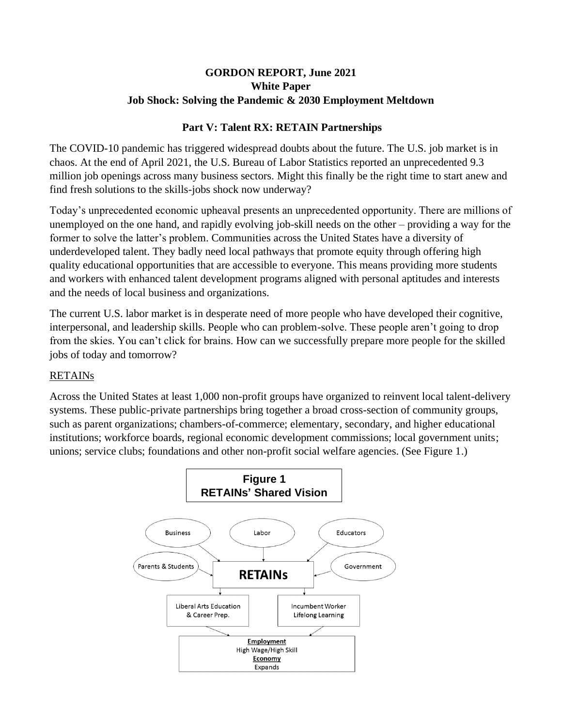# GORDON REPORT, June 2021
## White Paper
## Job Shock: Solving the Pandemic & 2030 Employment Meltdown

### Part V: Talent RX: RETAIN Partnerships

The COVID-10 pandemic has triggered widespread doubts about the future. The U.S. job market is in chaos. At the end of April 2021, the U.S. Bureau of Labor Statistics reported an unprecedented 9.3 million job openings across many business sectors. Might this finally be the right time to start anew and find fresh solutions to the skills-jobs shock now underway?

Today's unprecedented economic upheaval presents an unprecedented opportunity. There are millions of unemployed on the one hand, and rapidly evolving job-skill needs on the other – providing a way for the former to solve the latter's problem. Communities across the United States have a diversity of underdeveloped talent. They badly need local pathways that promote equity through offering high quality educational opportunities that are accessible to everyone. This means providing more students and workers with enhanced talent development programs aligned with personal aptitudes and interests and the needs of local business and organizations.

The current U.S. labor market is in desperate need of more people who have developed their cognitive, interpersonal, and leadership skills. People who can problem-solve. These people aren't going to drop from the skies. You can't click for brains. How can we successfully prepare more people for the skilled jobs of today and tomorrow?

<u>RETAINs</u>

Across the United States at least 1,000 non-profit groups have organized to reinvent local talent-delivery systems. These public-private partnerships bring together a broad cross-section of community groups, such as parent organizations; chambers-of-commerce; elementary, secondary, and higher educational institutions; workforce boards, regional economic development commissions; local government units; unions; service clubs; foundations and other non-profit social welfare agencies. (See Figure 1.)

**Figure 1**
**RETAINs' Shared Vision**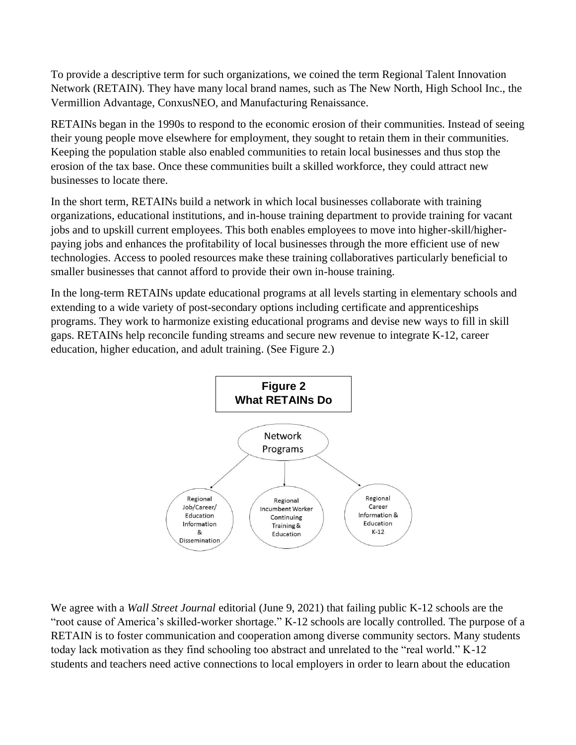To provide a descriptive term for such organizations, we coined the term Regional Talent Innovation Network (RETAIN). They have many local brand names, such as The New North, High School Inc., the Vermillion Advantage, ConxusNEO, and Manufacturing Renaissance.

RETAINs began in the 1990s to respond to the economic erosion of their communities. Instead of seeing their young people move elsewhere for employment, they sought to retain them in their communities. Keeping the population stable also enabled communities to retain local businesses and thus stop the erosion of the tax base. Once these communities built a skilled workforce, they could attract new businesses to locate there.

In the short term, RETAINs build a network in which local businesses collaborate with training organizations, educational institutions, and in-house training department to provide training for vacant jobs and to upskill current employees. This both enables employees to move into higher-skill/higher-paying jobs and enhances the profitability of local businesses through the more efficient use of new technologies. Access to pooled resources make these training collaboratives particularly beneficial to smaller businesses that cannot afford to provide their own in-house training.

In the long-term RETAINs update educational programs at all levels starting in elementary schools and extending to a wide variety of post-secondary options including certificate and apprenticeships programs. They work to harmonize existing educational programs and devise new ways to fill in skill gaps. RETAINs help reconcile funding streams and secure new revenue to integrate K-12, career education, higher education, and adult training. (See Figure 2.)

**Figure 2**
**What RETAINs Do**

Network Programs

- Regional Job/Career/ Education Information & Dissemination
- Regional Incumbent Worker Continuing Training & Education
- Regional Career Information & Education K-12

We agree with a *Wall Street Journal* editorial (June 9, 2021) that failing public K-12 schools are the "root cause of America's skilled-worker shortage." K-12 schools are locally controlled. The purpose of a RETAIN is to foster communication and cooperation among diverse community sectors. Many students today lack motivation as they find schooling too abstract and unrelated to the "real world." K-12 students and teachers need active connections to local employers in order to learn about the education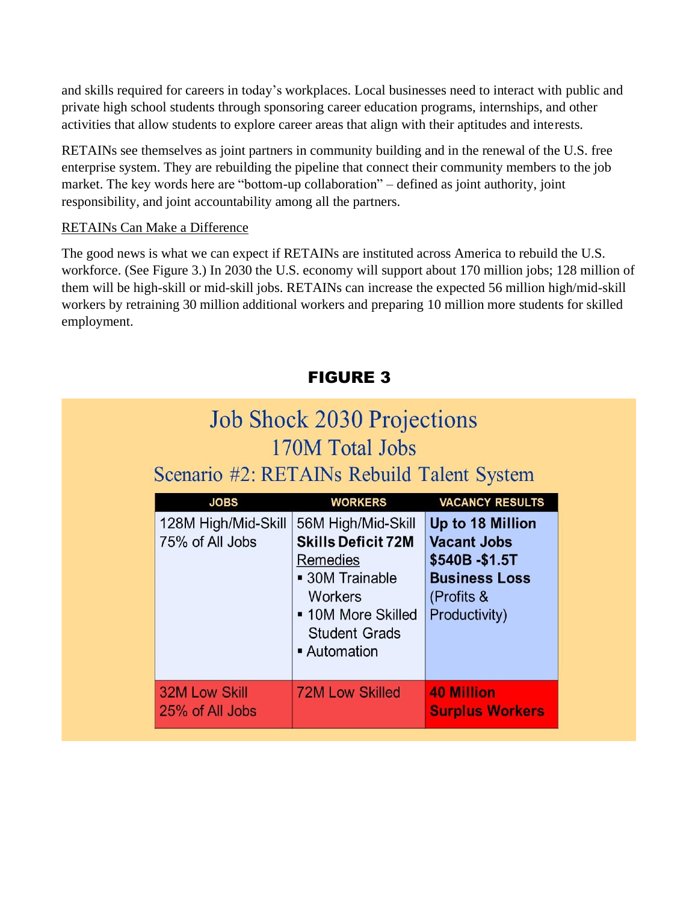and skills required for careers in today's workplaces. Local businesses need to interact with public and private high school students through sponsoring career education programs, internships, and other activities that allow students to explore career areas that align with their aptitudes and interests.

RETAINs see themselves as joint partners in community building and in the renewal of the U.S. free enterprise system. They are rebuilding the pipeline that connect their community members to the job market. The key words here are "bottom-up collaboration" – defined as joint authority, joint responsibility, and joint accountability among all the partners.

RETAINs Can Make a Difference

The good news is what we can expect if RETAINs are instituted across America to rebuild the U.S. workforce. (See Figure 3.) In 2030 the U.S. economy will support about 170 million jobs; 128 million of them will be high-skill or mid-skill jobs. RETAINs can increase the expected 56 million high/mid-skill workers by retraining 30 million additional workers and preparing 10 million more students for skilled employment.

**FIGURE 3**

## Job Shock 2030 Projections
### 170M Total Jobs
### Scenario #2: RETAINs Rebuild Talent System

| JOBS | WORKERS | VACANCY RESULTS |
|---|---|---|
| 128M High/Mid-Skill 75% of All Jobs | 56M High/Mid-Skill **Skills Deficit 72M** Remedies: ▪ 30M Trainable Workers ▪ 10M More Skilled Student Grads ▪ Automation | **Up to 18 Million Vacant Jobs $540B -$1.5T Business Loss** (Profits & Productivity) |
| 32M Low Skill 25% of All Jobs | 72M Low Skilled | **40 Million Surplus Workers** |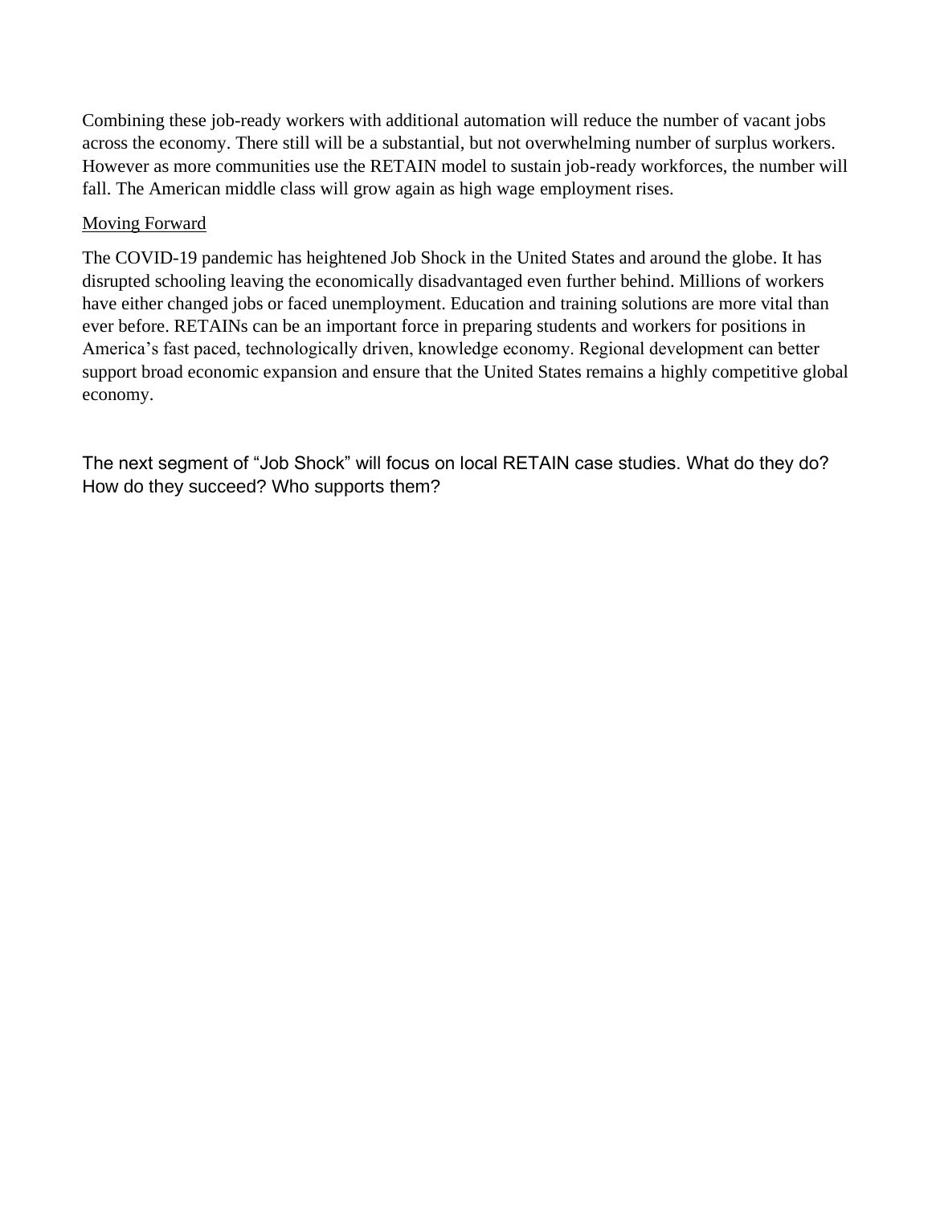Combining these job-ready workers with additional automation will reduce the number of vacant jobs across the economy. There still will be a substantial, but not overwhelming number of surplus workers. However as more communities use the RETAIN model to sustain job-ready workforces, the number will fall. The American middle class will grow again as high wage employment rises.

## Moving Forward

The COVID-19 pandemic has heightened Job Shock in the United States and around the globe. It has disrupted schooling leaving the economically disadvantaged even further behind. Millions of workers have either changed jobs or faced unemployment. Education and training solutions are more vital than ever before. RETAINs can be an important force in preparing students and workers for positions in America's fast paced, technologically driven, knowledge economy. Regional development can better support broad economic expansion and ensure that the United States remains a highly competitive global economy.

The next segment of "Job Shock" will focus on local RETAIN case studies. What do they do? How do they succeed? Who supports them?